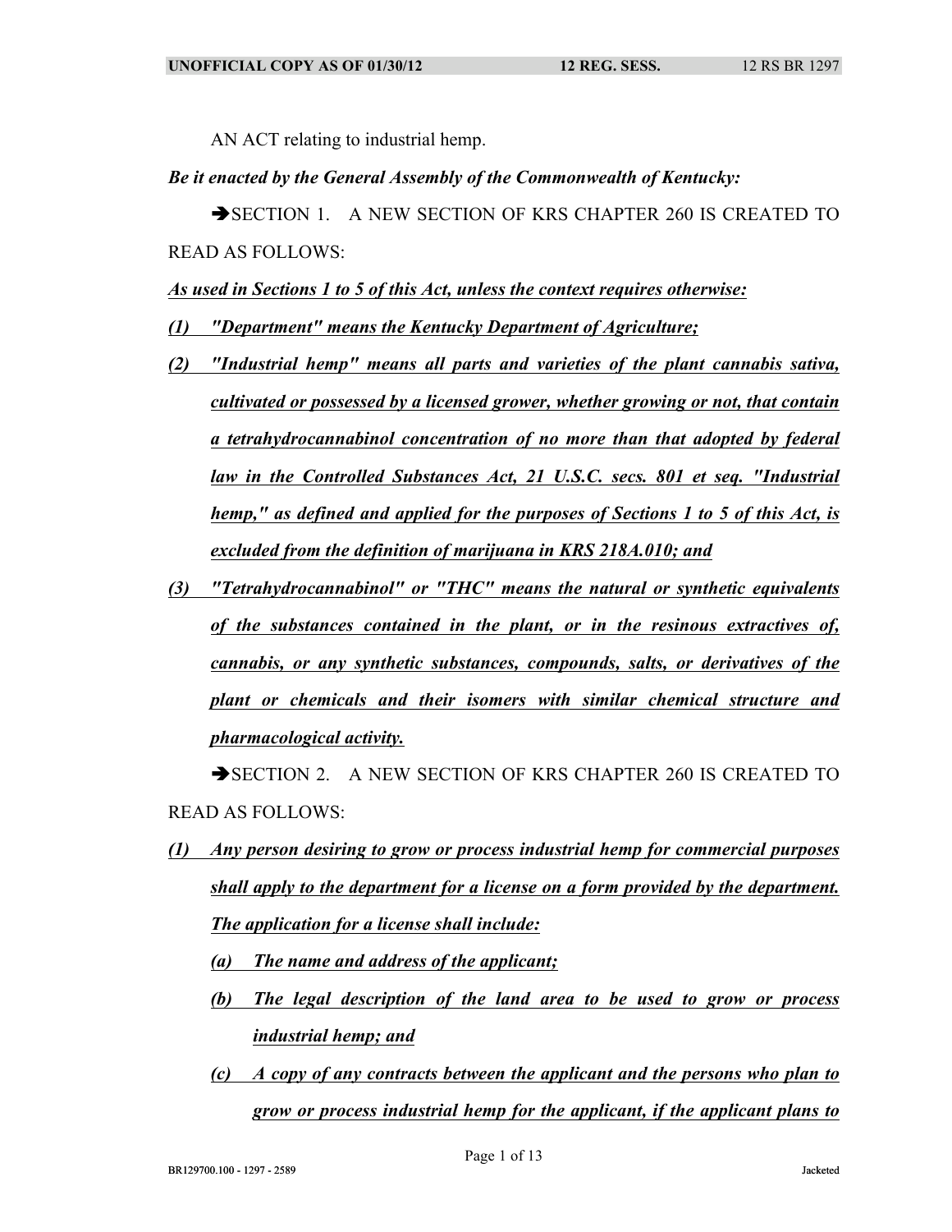AN ACT relating to industrial hemp.

*Be it enacted by the General Assembly of the Commonwealth of Kentucky:*

➔SECTION 1. A NEW SECTION OF KRS CHAPTER 260 IS CREATED TO READ AS FOLLOWS:

***As used in Sections 1 to 5 of this Act, unless the context requires otherwise:***

***(1) "Department" means the Kentucky Department of Agriculture;***

***(2) "Industrial hemp" means all parts and varieties of the plant cannabis sativa, cultivated or possessed by a licensed grower, whether growing or not, that contain a tetrahydrocannabinol concentration of no more than that adopted by federal law in the Controlled Substances Act, 21 U.S.C. secs. 801 et seq. "Industrial hemp," as defined and applied for the purposes of Sections 1 to 5 of this Act, is excluded from the definition of marijuana in KRS 218A.010; and***

***(3) "Tetrahydrocannabinol" or "THC" means the natural or synthetic equivalents of the substances contained in the plant, or in the resinous extractives of, cannabis, or any synthetic substances, compounds, salts, or derivatives of the plant or chemicals and their isomers with similar chemical structure and pharmacological activity.***

➔SECTION 2. A NEW SECTION OF KRS CHAPTER 260 IS CREATED TO READ AS FOLLOWS:

***(1) Any person desiring to grow or process industrial hemp for commercial purposes shall apply to the department for a license on a form provided by the department. The application for a license shall include:***

***(a) The name and address of the applicant;***

***(b) The legal description of the land area to be used to grow or process industrial hemp; and***

***(c) A copy of any contracts between the applicant and the persons who plan to grow or process industrial hemp for the applicant, if the applicant plans to***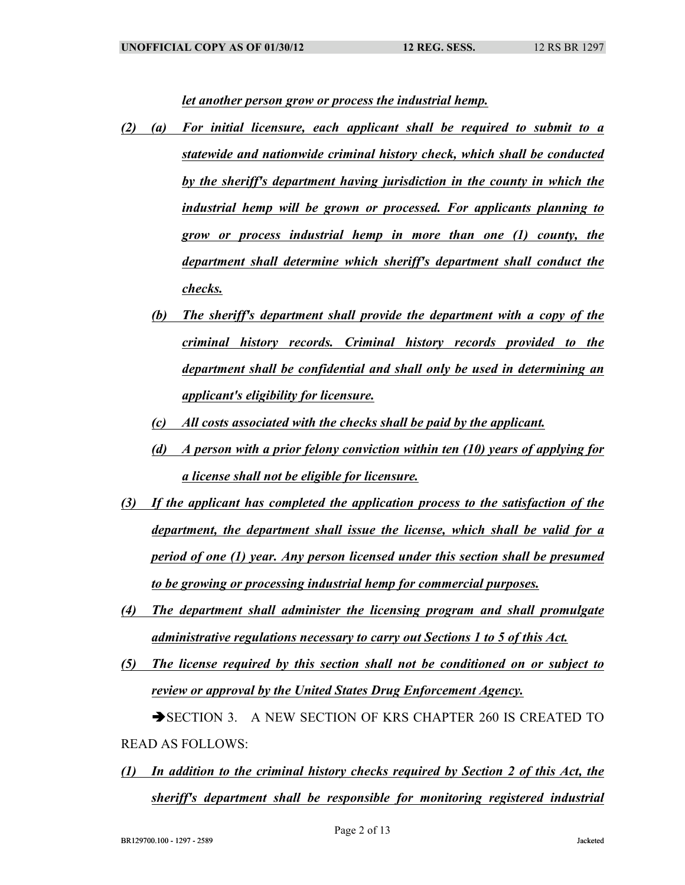*let another person grow or process the industrial hemp.*

*(2) (a) For initial licensure, each applicant shall be required to submit to a statewide and nationwide criminal history check, which shall be conducted by the sheriff's department having jurisdiction in the county in which the industrial hemp will be grown or processed. For applicants planning to grow or process industrial hemp in more than one (1) county, the department shall determine which sheriff's department shall conduct the checks.*

*(b) The sheriff's department shall provide the department with a copy of the criminal history records. Criminal history records provided to the department shall be confidential and shall only be used in determining an applicant's eligibility for licensure.*

*(c) All costs associated with the checks shall be paid by the applicant.*

*(d) A person with a prior felony conviction within ten (10) years of applying for a license shall not be eligible for licensure.*

*(3) If the applicant has completed the application process to the satisfaction of the department, the department shall issue the license, which shall be valid for a period of one (1) year. Any person licensed under this section shall be presumed to be growing or processing industrial hemp for commercial purposes.*

*(4) The department shall administer the licensing program and shall promulgate administrative regulations necessary to carry out Sections 1 to 5 of this Act.*

*(5) The license required by this section shall not be conditioned on or subject to review or approval by the United States Drug Enforcement Agency.*

➔SECTION 3. A NEW SECTION OF KRS CHAPTER 260 IS CREATED TO READ AS FOLLOWS:

*(1) In addition to the criminal history checks required by Section 2 of this Act, the sheriff's department shall be responsible for monitoring registered industrial*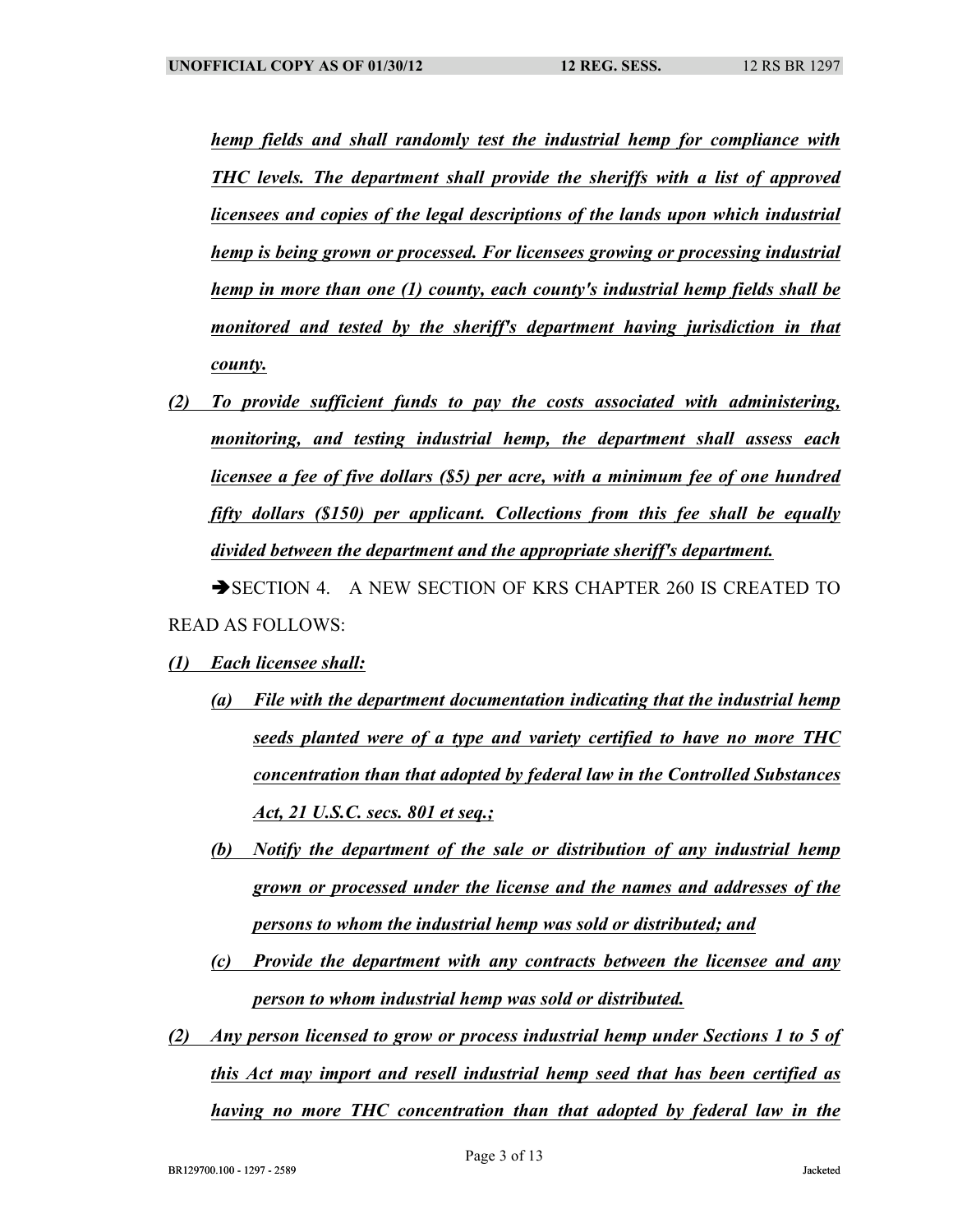*hemp fields and shall randomly test the industrial hemp for compliance with THC levels. The department shall provide the sheriffs with a list of approved licensees and copies of the legal descriptions of the lands upon which industrial hemp is being grown or processed. For licensees growing or processing industrial hemp in more than one (1) county, each county's industrial hemp fields shall be monitored and tested by the sheriff's department having jurisdiction in that county.*

*(2) To provide sufficient funds to pay the costs associated with administering, monitoring, and testing industrial hemp, the department shall assess each licensee a fee of five dollars ($5) per acre, with a minimum fee of one hundred fifty dollars ($150) per applicant. Collections from this fee shall be equally divided between the department and the appropriate sheriff's department.*

➔SECTION 4. A NEW SECTION OF KRS CHAPTER 260 IS CREATED TO READ AS FOLLOWS:

*(1) Each licensee shall:*

*(a) File with the department documentation indicating that the industrial hemp seeds planted were of a type and variety certified to have no more THC concentration than that adopted by federal law in the Controlled Substances Act, 21 U.S.C. secs. 801 et seq.;*

*(b) Notify the department of the sale or distribution of any industrial hemp grown or processed under the license and the names and addresses of the persons to whom the industrial hemp was sold or distributed; and*

*(c) Provide the department with any contracts between the licensee and any person to whom industrial hemp was sold or distributed.*

*(2) Any person licensed to grow or process industrial hemp under Sections 1 to 5 of this Act may import and resell industrial hemp seed that has been certified as having no more THC concentration than that adopted by federal law in the*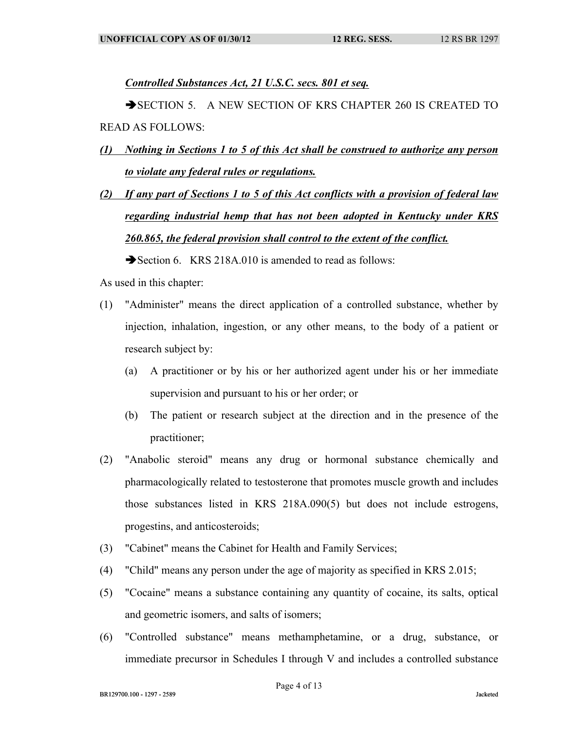***Controlled Substances Act, 21 U.S.C. secs. 801 et seq.***

➔SECTION 5. A NEW SECTION OF KRS CHAPTER 260 IS CREATED TO READ AS FOLLOWS:

***(1) Nothing in Sections 1 to 5 of this Act shall be construed to authorize any person to violate any federal rules or regulations.***

***(2) If any part of Sections 1 to 5 of this Act conflicts with a provision of federal law regarding industrial hemp that has not been adopted in Kentucky under KRS 260.865, the federal provision shall control to the extent of the conflict.***

➔Section 6. KRS 218A.010 is amended to read as follows:

As used in this chapter:

(1) "Administer" means the direct application of a controlled substance, whether by injection, inhalation, ingestion, or any other means, to the body of a patient or research subject by:
   - (a) A practitioner or by his or her authorized agent under his or her immediate supervision and pursuant to his or her order; or
   - (b) The patient or research subject at the direction and in the presence of the practitioner;

(2) "Anabolic steroid" means any drug or hormonal substance chemically and pharmacologically related to testosterone that promotes muscle growth and includes those substances listed in KRS 218A.090(5) but does not include estrogens, progestins, and anticosteroids;

(3) "Cabinet" means the Cabinet for Health and Family Services;

(4) "Child" means any person under the age of majority as specified in KRS 2.015;

(5) "Cocaine" means a substance containing any quantity of cocaine, its salts, optical and geometric isomers, and salts of isomers;

(6) "Controlled substance" means methamphetamine, or a drug, substance, or immediate precursor in Schedules I through V and includes a controlled substance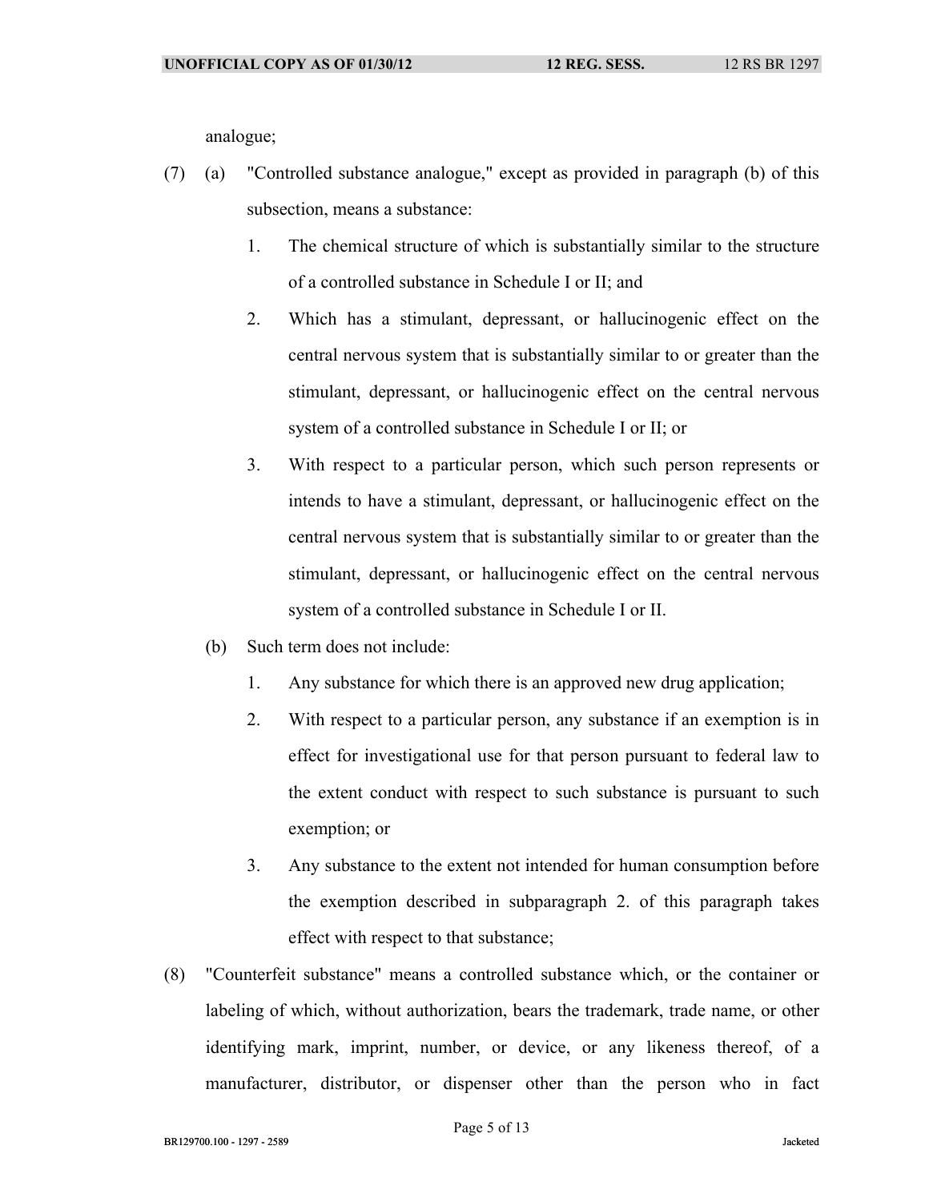analogue;

(7) (a) "Controlled substance analogue," except as provided in paragraph (b) of this subsection, means a substance:

1. The chemical structure of which is substantially similar to the structure of a controlled substance in Schedule I or II; and

2. Which has a stimulant, depressant, or hallucinogenic effect on the central nervous system that is substantially similar to or greater than the stimulant, depressant, or hallucinogenic effect on the central nervous system of a controlled substance in Schedule I or II; or

3. With respect to a particular person, which such person represents or intends to have a stimulant, depressant, or hallucinogenic effect on the central nervous system that is substantially similar to or greater than the stimulant, depressant, or hallucinogenic effect on the central nervous system of a controlled substance in Schedule I or II.

(b) Such term does not include:

1. Any substance for which there is an approved new drug application;

2. With respect to a particular person, any substance if an exemption is in effect for investigational use for that person pursuant to federal law to the extent conduct with respect to such substance is pursuant to such exemption; or

3. Any substance to the extent not intended for human consumption before the exemption described in subparagraph 2. of this paragraph takes effect with respect to that substance;

(8) "Counterfeit substance" means a controlled substance which, or the container or labeling of which, without authorization, bears the trademark, trade name, or other identifying mark, imprint, number, or device, or any likeness thereof, of a manufacturer, distributor, or dispenser other than the person who in fact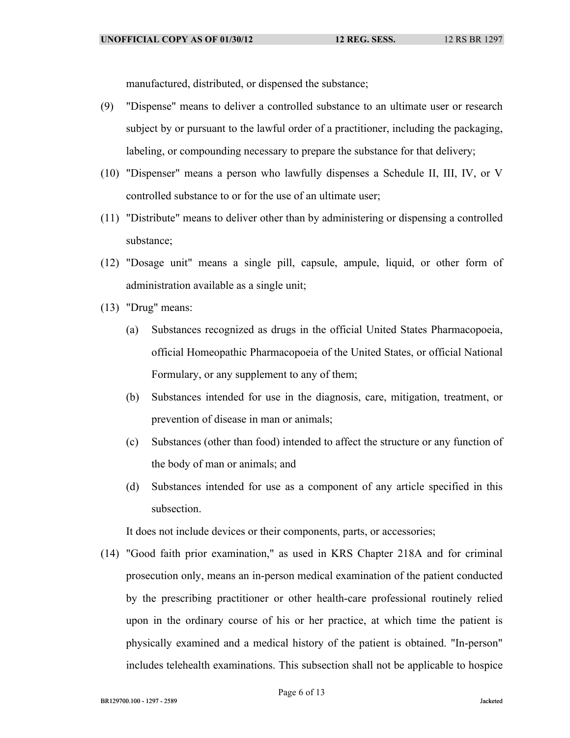manufactured, distributed, or dispensed the substance;

(9) "Dispense" means to deliver a controlled substance to an ultimate user or research subject by or pursuant to the lawful order of a practitioner, including the packaging, labeling, or compounding necessary to prepare the substance for that delivery;

(10) "Dispenser" means a person who lawfully dispenses a Schedule II, III, IV, or V controlled substance to or for the use of an ultimate user;

(11) "Distribute" means to deliver other than by administering or dispensing a controlled substance;

(12) "Dosage unit" means a single pill, capsule, ampule, liquid, or other form of administration available as a single unit;

(13) "Drug" means:

  (a) Substances recognized as drugs in the official United States Pharmacopoeia, official Homeopathic Pharmacopoeia of the United States, or official National Formulary, or any supplement to any of them;

  (b) Substances intended for use in the diagnosis, care, mitigation, treatment, or prevention of disease in man or animals;

  (c) Substances (other than food) intended to affect the structure or any function of the body of man or animals; and

  (d) Substances intended for use as a component of any article specified in this subsection.

  It does not include devices or their components, parts, or accessories;

(14) "Good faith prior examination," as used in KRS Chapter 218A and for criminal prosecution only, means an in-person medical examination of the patient conducted by the prescribing practitioner or other health-care professional routinely relied upon in the ordinary course of his or her practice, at which time the patient is physically examined and a medical history of the patient is obtained. "In-person" includes telehealth examinations. This subsection shall not be applicable to hospice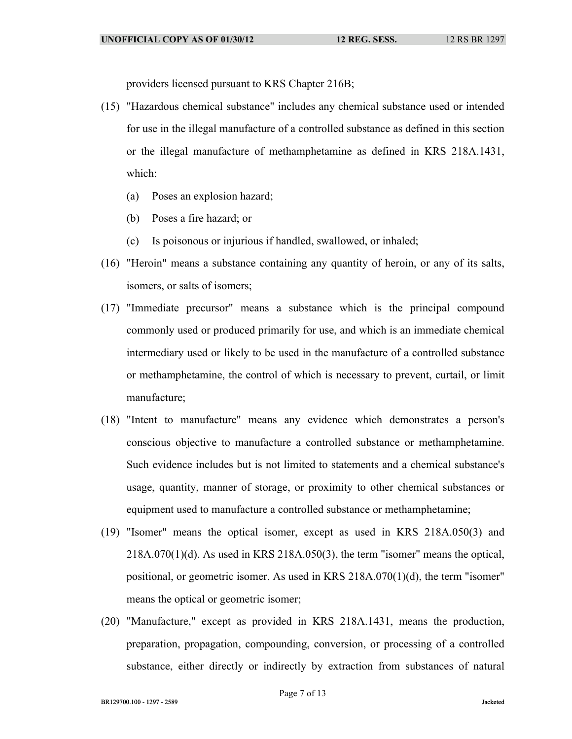providers licensed pursuant to KRS Chapter 216B;

(15) "Hazardous chemical substance" includes any chemical substance used or intended for use in the illegal manufacture of a controlled substance as defined in this section or the illegal manufacture of methamphetamine as defined in KRS 218A.1431, which:

(a) Poses an explosion hazard;

(b) Poses a fire hazard; or

(c) Is poisonous or injurious if handled, swallowed, or inhaled;

(16) "Heroin" means a substance containing any quantity of heroin, or any of its salts, isomers, or salts of isomers;

(17) "Immediate precursor" means a substance which is the principal compound commonly used or produced primarily for use, and which is an immediate chemical intermediary used or likely to be used in the manufacture of a controlled substance or methamphetamine, the control of which is necessary to prevent, curtail, or limit manufacture;

(18) "Intent to manufacture" means any evidence which demonstrates a person's conscious objective to manufacture a controlled substance or methamphetamine. Such evidence includes but is not limited to statements and a chemical substance's usage, quantity, manner of storage, or proximity to other chemical substances or equipment used to manufacture a controlled substance or methamphetamine;

(19) "Isomer" means the optical isomer, except as used in KRS 218A.050(3) and 218A.070(1)(d). As used in KRS 218A.050(3), the term "isomer" means the optical, positional, or geometric isomer. As used in KRS 218A.070(1)(d), the term "isomer" means the optical or geometric isomer;

(20) "Manufacture," except as provided in KRS 218A.1431, means the production, preparation, propagation, compounding, conversion, or processing of a controlled substance, either directly or indirectly by extraction from substances of natural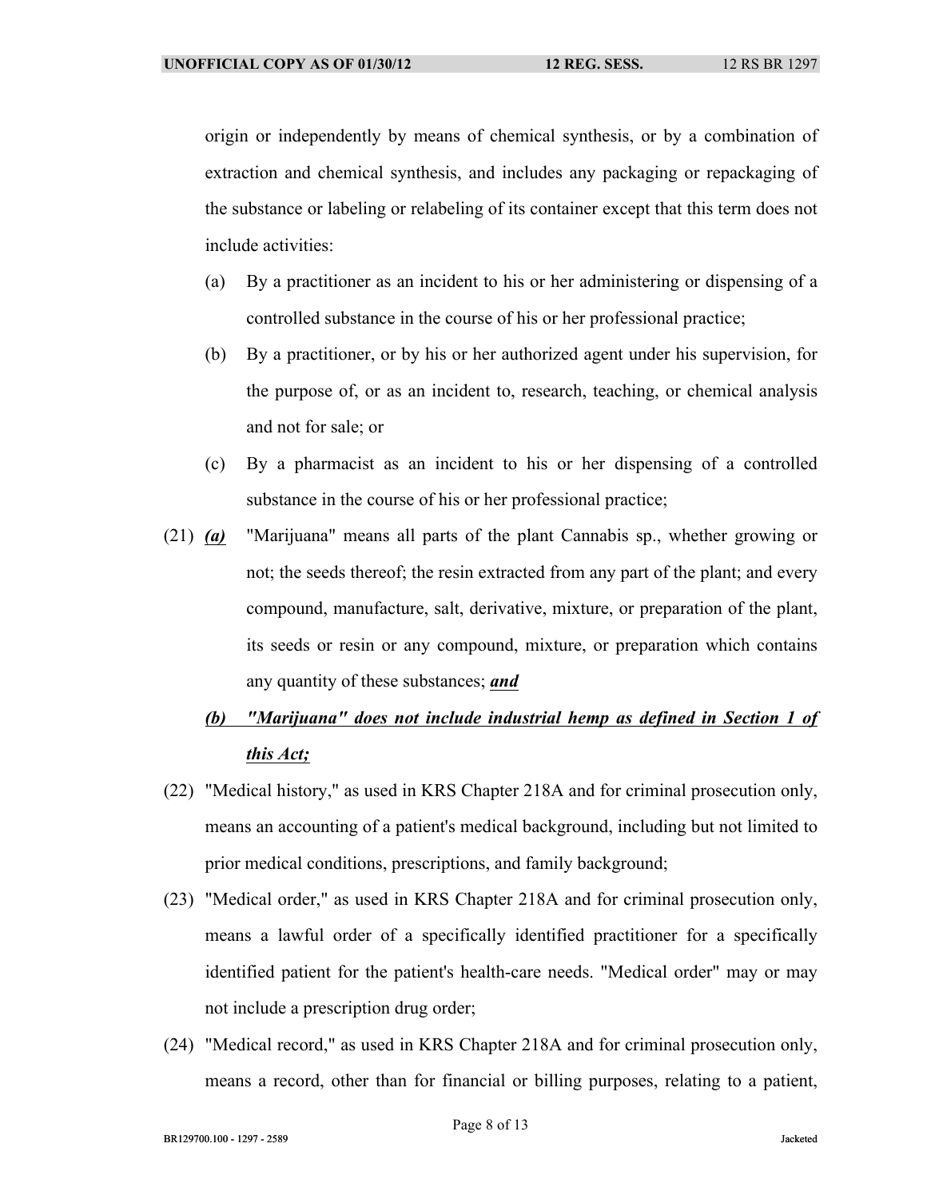origin or independently by means of chemical synthesis, or by a combination of extraction and chemical synthesis, and includes any packaging or repackaging of the substance or labeling or relabeling of its container except that this term does not include activities:

(a) By a practitioner as an incident to his or her administering or dispensing of a controlled substance in the course of his or her professional practice;

(b) By a practitioner, or by his or her authorized agent under his supervision, for the purpose of, or as an incident to, research, teaching, or chemical analysis and not for sale; or

(c) By a pharmacist as an incident to his or her dispensing of a controlled substance in the course of his or her professional practice;

(21) ***(a)*** "Marijuana" means all parts of the plant Cannabis sp., whether growing or not; the seeds thereof; the resin extracted from any part of the plant; and every compound, manufacture, salt, derivative, mixture, or preparation of the plant, its seeds or resin or any compound, mixture, or preparation which contains any quantity of these substances; ***and***

***(b) "Marijuana" does not include industrial hemp as defined in Section 1 of this Act;***

(22) "Medical history," as used in KRS Chapter 218A and for criminal prosecution only, means an accounting of a patient's medical background, including but not limited to prior medical conditions, prescriptions, and family background;

(23) "Medical order," as used in KRS Chapter 218A and for criminal prosecution only, means a lawful order of a specifically identified practitioner for a specifically identified patient for the patient's health-care needs. "Medical order" may or may not include a prescription drug order;

(24) "Medical record," as used in KRS Chapter 218A and for criminal prosecution only, means a record, other than for financial or billing purposes, relating to a patient,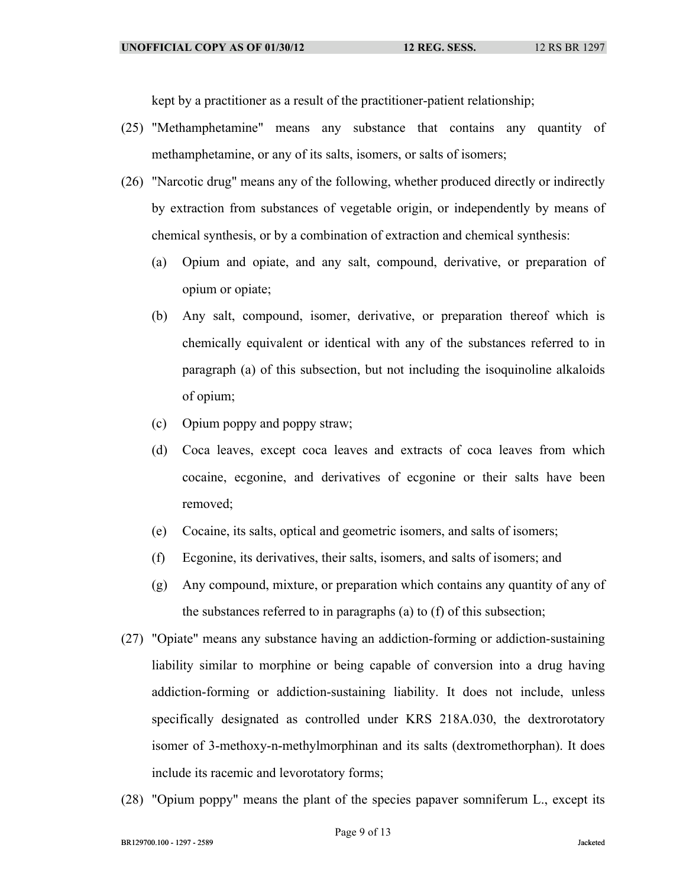kept by a practitioner as a result of the practitioner-patient relationship;

(25) "Methamphetamine" means any substance that contains any quantity of methamphetamine, or any of its salts, isomers, or salts of isomers;

(26) "Narcotic drug" means any of the following, whether produced directly or indirectly by extraction from substances of vegetable origin, or independently by means of chemical synthesis, or by a combination of extraction and chemical synthesis:

  (a) Opium and opiate, and any salt, compound, derivative, or preparation of opium or opiate;

  (b) Any salt, compound, isomer, derivative, or preparation thereof which is chemically equivalent or identical with any of the substances referred to in paragraph (a) of this subsection, but not including the isoquinoline alkaloids of opium;

  (c) Opium poppy and poppy straw;

  (d) Coca leaves, except coca leaves and extracts of coca leaves from which cocaine, ecgonine, and derivatives of ecgonine or their salts have been removed;

  (e) Cocaine, its salts, optical and geometric isomers, and salts of isomers;

  (f) Ecgonine, its derivatives, their salts, isomers, and salts of isomers; and

  (g) Any compound, mixture, or preparation which contains any quantity of any of the substances referred to in paragraphs (a) to (f) of this subsection;

(27) "Opiate" means any substance having an addiction-forming or addiction-sustaining liability similar to morphine or being capable of conversion into a drug having addiction-forming or addiction-sustaining liability. It does not include, unless specifically designated as controlled under KRS 218A.030, the dextrorotatory isomer of 3-methoxy-n-methylmorphinan and its salts (dextromethorphan). It does include its racemic and levorotatory forms;

(28) "Opium poppy" means the plant of the species papaver somniferum L., except its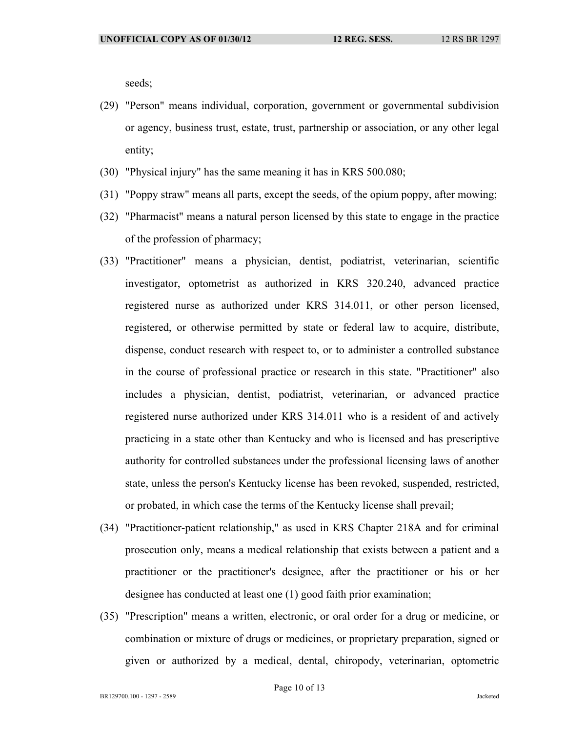seeds;

(29) "Person" means individual, corporation, government or governmental subdivision or agency, business trust, estate, trust, partnership or association, or any other legal entity;

(30) "Physical injury" has the same meaning it has in KRS 500.080;

(31) "Poppy straw" means all parts, except the seeds, of the opium poppy, after mowing;

(32) "Pharmacist" means a natural person licensed by this state to engage in the practice of the profession of pharmacy;

(33) "Practitioner" means a physician, dentist, podiatrist, veterinarian, scientific investigator, optometrist as authorized in KRS 320.240, advanced practice registered nurse as authorized under KRS 314.011, or other person licensed, registered, or otherwise permitted by state or federal law to acquire, distribute, dispense, conduct research with respect to, or to administer a controlled substance in the course of professional practice or research in this state. "Practitioner" also includes a physician, dentist, podiatrist, veterinarian, or advanced practice registered nurse authorized under KRS 314.011 who is a resident of and actively practicing in a state other than Kentucky and who is licensed and has prescriptive authority for controlled substances under the professional licensing laws of another state, unless the person's Kentucky license has been revoked, suspended, restricted, or probated, in which case the terms of the Kentucky license shall prevail;

(34) "Practitioner-patient relationship," as used in KRS Chapter 218A and for criminal prosecution only, means a medical relationship that exists between a patient and a practitioner or the practitioner's designee, after the practitioner or his or her designee has conducted at least one (1) good faith prior examination;

(35) "Prescription" means a written, electronic, or oral order for a drug or medicine, or combination or mixture of drugs or medicines, or proprietary preparation, signed or given or authorized by a medical, dental, chiropody, veterinarian, optometric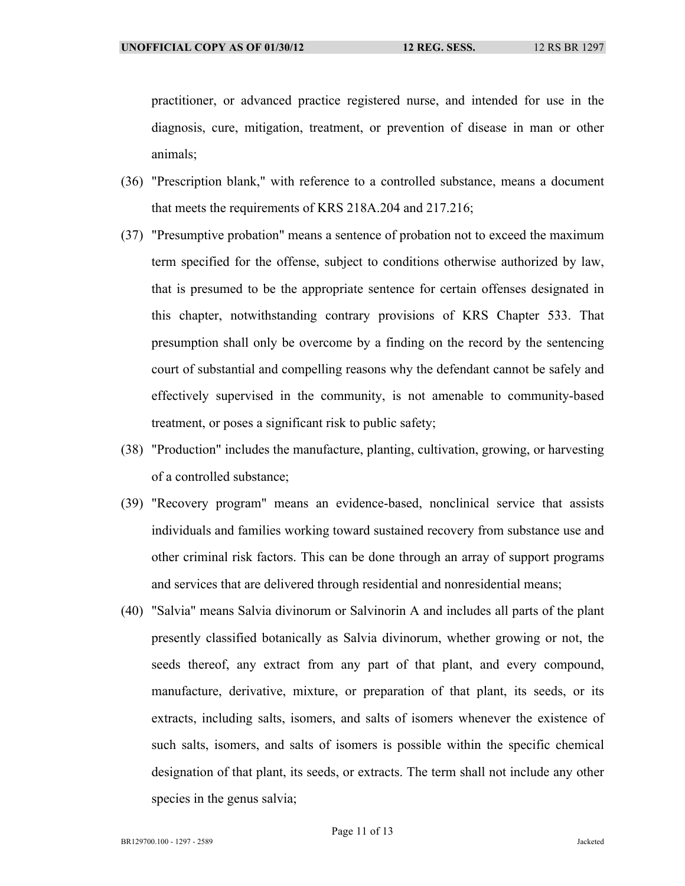practitioner, or advanced practice registered nurse, and intended for use in the diagnosis, cure, mitigation, treatment, or prevention of disease in man or other animals;

(36) "Prescription blank," with reference to a controlled substance, means a document that meets the requirements of KRS 218A.204 and 217.216;

(37) "Presumptive probation" means a sentence of probation not to exceed the maximum term specified for the offense, subject to conditions otherwise authorized by law, that is presumed to be the appropriate sentence for certain offenses designated in this chapter, notwithstanding contrary provisions of KRS Chapter 533. That presumption shall only be overcome by a finding on the record by the sentencing court of substantial and compelling reasons why the defendant cannot be safely and effectively supervised in the community, is not amenable to community-based treatment, or poses a significant risk to public safety;

(38) "Production" includes the manufacture, planting, cultivation, growing, or harvesting of a controlled substance;

(39) "Recovery program" means an evidence-based, nonclinical service that assists individuals and families working toward sustained recovery from substance use and other criminal risk factors. This can be done through an array of support programs and services that are delivered through residential and nonresidential means;

(40) "Salvia" means Salvia divinorum or Salvinorin A and includes all parts of the plant presently classified botanically as Salvia divinorum, whether growing or not, the seeds thereof, any extract from any part of that plant, and every compound, manufacture, derivative, mixture, or preparation of that plant, its seeds, or its extracts, including salts, isomers, and salts of isomers whenever the existence of such salts, isomers, and salts of isomers is possible within the specific chemical designation of that plant, its seeds, or extracts. The term shall not include any other species in the genus salvia;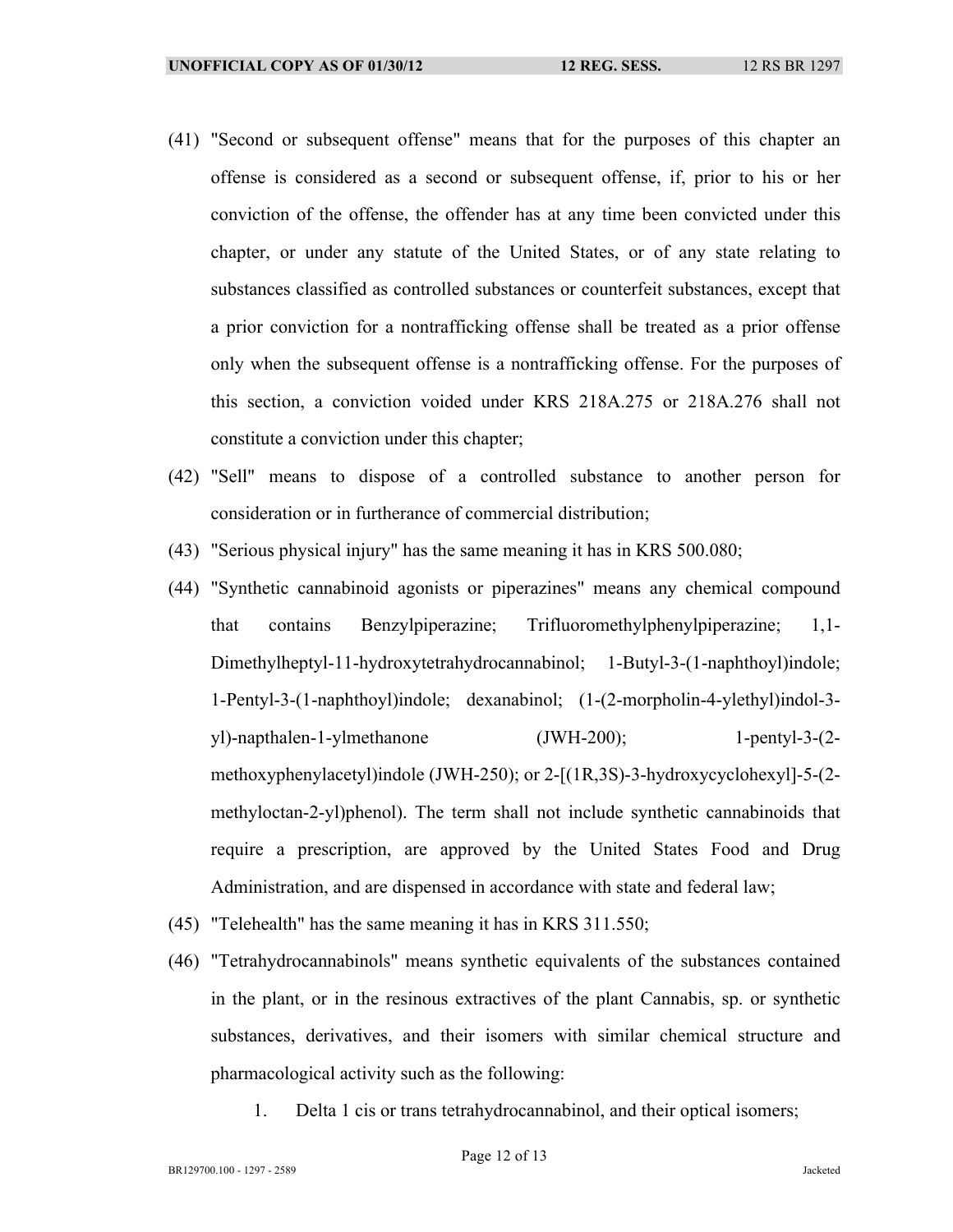(41) "Second or subsequent offense" means that for the purposes of this chapter an offense is considered as a second or subsequent offense, if, prior to his or her conviction of the offense, the offender has at any time been convicted under this chapter, or under any statute of the United States, or of any state relating to substances classified as controlled substances or counterfeit substances, except that a prior conviction for a nontrafficking offense shall be treated as a prior offense only when the subsequent offense is a nontrafficking offense. For the purposes of this section, a conviction voided under KRS 218A.275 or 218A.276 shall not constitute a conviction under this chapter;

(42) "Sell" means to dispose of a controlled substance to another person for consideration or in furtherance of commercial distribution;

(43) "Serious physical injury" has the same meaning it has in KRS 500.080;

(44) "Synthetic cannabinoid agonists or piperazines" means any chemical compound that contains Benzylpiperazine; Trifluoromethylphenylpiperazine; 1,1-Dimethylheptyl-11-hydroxytetrahydrocannabinol; 1-Butyl-3-(1-naphthoyl)indole; 1-Pentyl-3-(1-naphthoyl)indole; dexanabinol; (1-(2-morpholin-4-ylethyl)indol-3-yl)-napthalen-1-ylmethanone (JWH-200); 1-pentyl-3-(2-methoxyphenylacetyl)indole (JWH-250); or 2-[(1R,3S)-3-hydroxycyclohexyl]-5-(2-methyloctan-2-yl)phenol). The term shall not include synthetic cannabinoids that require a prescription, are approved by the United States Food and Drug Administration, and are dispensed in accordance with state and federal law;

(45) "Telehealth" has the same meaning it has in KRS 311.550;

(46) "Tetrahydrocannabinols" means synthetic equivalents of the substances contained in the plant, or in the resinous extractives of the plant Cannabis, sp. or synthetic substances, derivatives, and their isomers with similar chemical structure and pharmacological activity such as the following:

1. Delta 1 cis or trans tetrahydrocannabinol, and their optical isomers;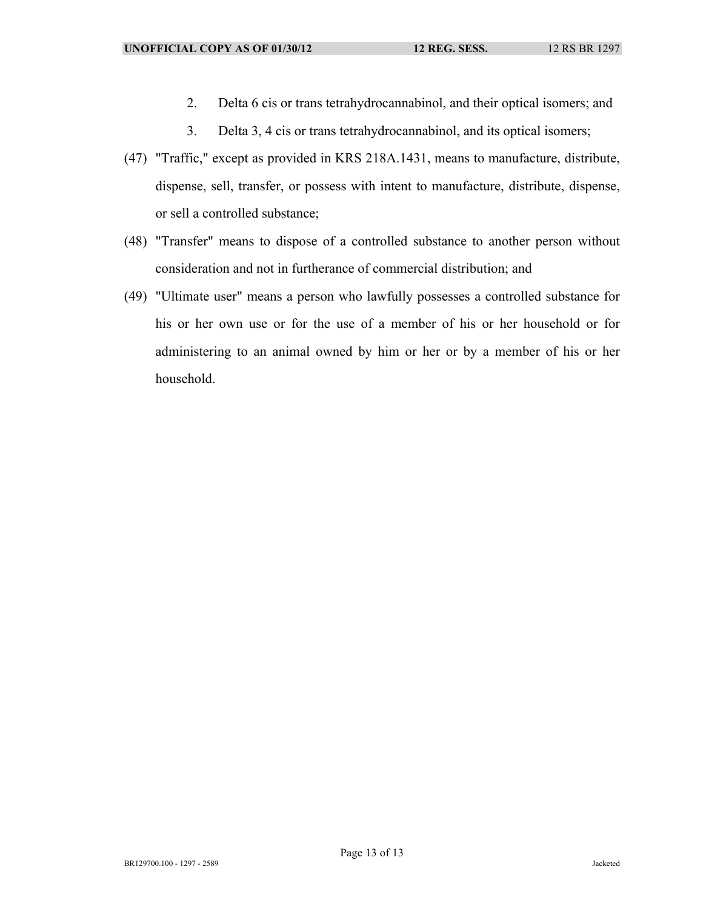2. Delta 6 cis or trans tetrahydrocannabinol, and their optical isomers; and

3. Delta 3, 4 cis or trans tetrahydrocannabinol, and its optical isomers;

(47) "Traffic," except as provided in KRS 218A.1431, means to manufacture, distribute, dispense, sell, transfer, or possess with intent to manufacture, distribute, dispense, or sell a controlled substance;

(48) "Transfer" means to dispose of a controlled substance to another person without consideration and not in furtherance of commercial distribution; and

(49) "Ultimate user" means a person who lawfully possesses a controlled substance for his or her own use or for the use of a member of his or her household or for administering to an animal owned by him or her or by a member of his or her household.